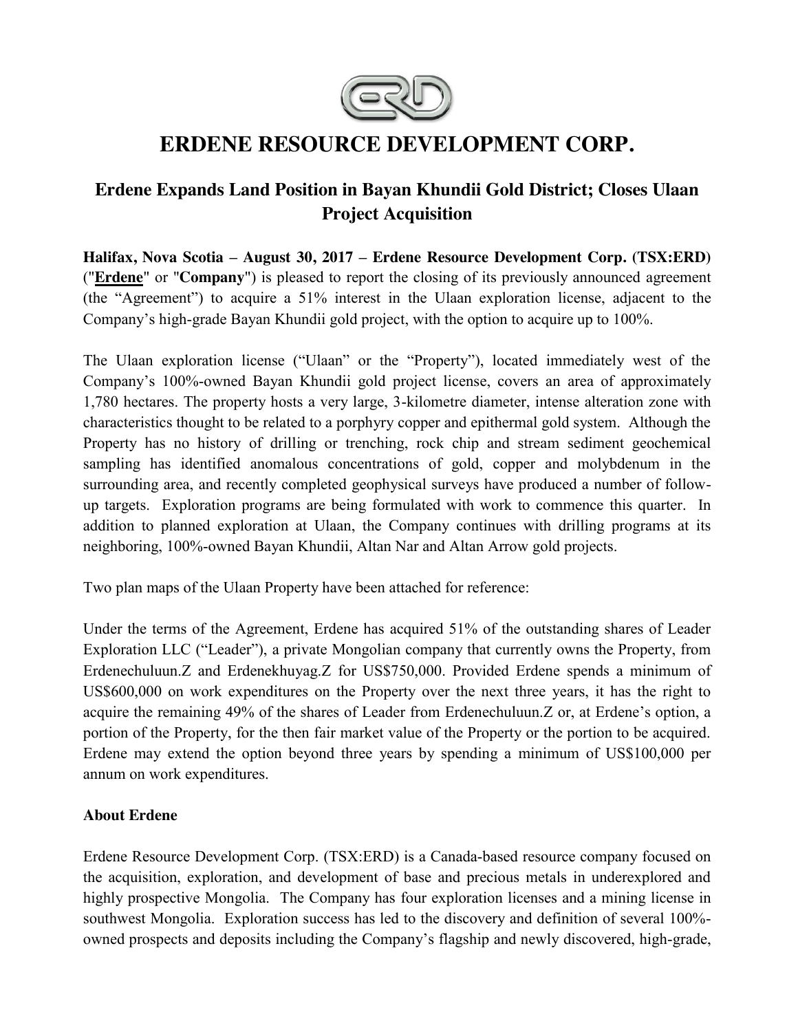# ERDENE RESOURCE DEVELOPMENT CORP.

## Erdene Expands Land Position in Bayan Khundii Gold District; Closes Ulaan Project Acquisition

**Halifax, Nova Scotia – August 30, 2017 – Erdene Resource Development Corp. (TSX:ERD)** ("**Erdene**" or "**Company**") is pleased to report the closing of its previously announced agreement (the "Agreement") to acquire a 51% interest in the Ulaan exploration license, adjacent to the Company's high-grade Bayan Khundii gold project, with the option to acquire up to 100%.

The Ulaan exploration license ("Ulaan" or the "Property"), located immediately west of the Company's 100%-owned Bayan Khundii gold project license, covers an area of approximately 1,780 hectares. The property hosts a very large, 3-kilometre diameter, intense alteration zone with characteristics thought to be related to a porphyry copper and epithermal gold system. Although the Property has no history of drilling or trenching, rock chip and stream sediment geochemical sampling has identified anomalous concentrations of gold, copper and molybdenum in the surrounding area, and recently completed geophysical surveys have produced a number of follow-up targets. Exploration programs are being formulated with work to commence this quarter. In addition to planned exploration at Ulaan, the Company continues with drilling programs at its neighboring, 100%-owned Bayan Khundii, Altan Nar and Altan Arrow gold projects.

Two plan maps of the Ulaan Property have been attached for reference:

Under the terms of the Agreement, Erdene has acquired 51% of the outstanding shares of Leader Exploration LLC ("Leader"), a private Mongolian company that currently owns the Property, from Erdenechuluun.Z and Erdenekhuyag.Z for US$750,000. Provided Erdene spends a minimum of US$600,000 on work expenditures on the Property over the next three years, it has the right to acquire the remaining 49% of the shares of Leader from Erdenechuluun.Z or, at Erdene's option, a portion of the Property, for the then fair market value of the Property or the portion to be acquired. Erdene may extend the option beyond three years by spending a minimum of US$100,000 per annum on work expenditures.

**About Erdene**

Erdene Resource Development Corp. (TSX:ERD) is a Canada-based resource company focused on the acquisition, exploration, and development of base and precious metals in underexplored and highly prospective Mongolia. The Company has four exploration licenses and a mining license in southwest Mongolia. Exploration success has led to the discovery and definition of several 100%-owned prospects and deposits including the Company's flagship and newly discovered, high-grade,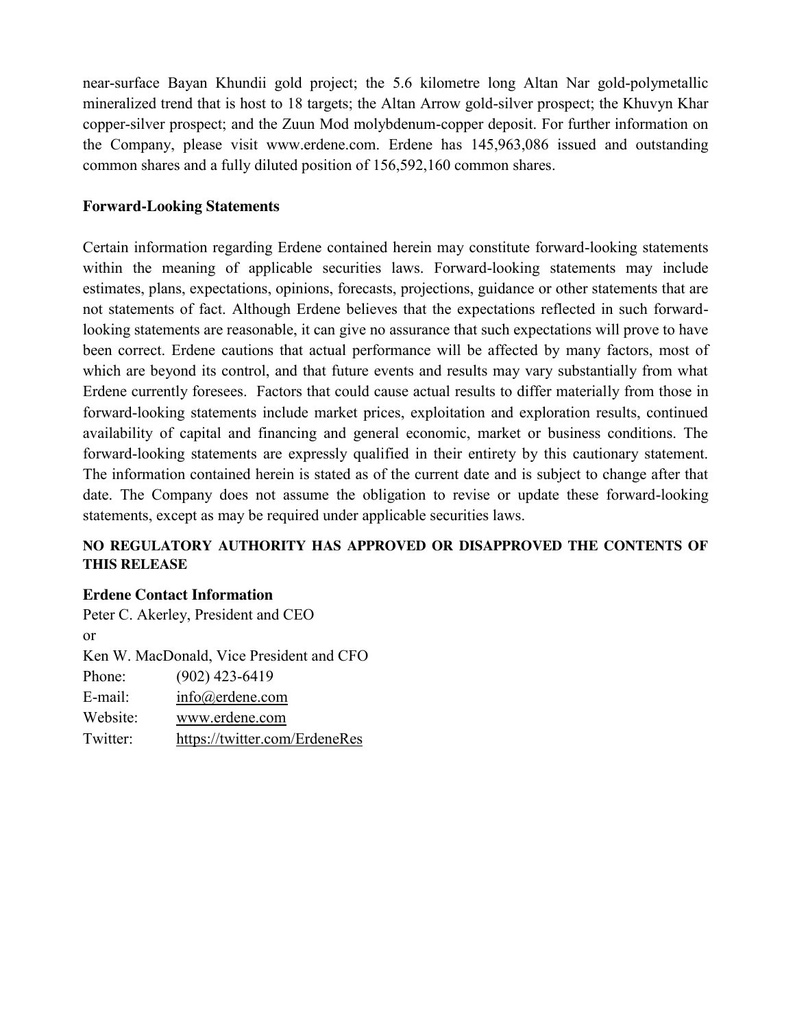near-surface Bayan Khundii gold project; the 5.6 kilometre long Altan Nar gold-polymetallic mineralized trend that is host to 18 targets; the Altan Arrow gold-silver prospect; the Khuvyn Khar copper-silver prospect; and the Zuun Mod molybdenum-copper deposit. For further information on the Company, please visit www.erdene.com. Erdene has 145,963,086 issued and outstanding common shares and a fully diluted position of 156,592,160 common shares.

## Forward-Looking Statements

Certain information regarding Erdene contained herein may constitute forward-looking statements within the meaning of applicable securities laws. Forward-looking statements may include estimates, plans, expectations, opinions, forecasts, projections, guidance or other statements that are not statements of fact. Although Erdene believes that the expectations reflected in such forward-looking statements are reasonable, it can give no assurance that such expectations will prove to have been correct. Erdene cautions that actual performance will be affected by many factors, most of which are beyond its control, and that future events and results may vary substantially from what Erdene currently foresees. Factors that could cause actual results to differ materially from those in forward-looking statements include market prices, exploitation and exploration results, continued availability of capital and financing and general economic, market or business conditions. The forward-looking statements are expressly qualified in their entirety by this cautionary statement. The information contained herein is stated as of the current date and is subject to change after that date. The Company does not assume the obligation to revise or update these forward-looking statements, except as may be required under applicable securities laws.

**NO REGULATORY AUTHORITY HAS APPROVED OR DISAPPROVED THE CONTENTS OF THIS RELEASE**

## Erdene Contact Information

Peter C. Akerley, President and CEO
or
Ken W. MacDonald, Vice President and CFO

Phone: (902) 423-6419
E-mail: info@erdene.com
Website: www.erdene.com
Twitter: https://twitter.com/ErdeneRes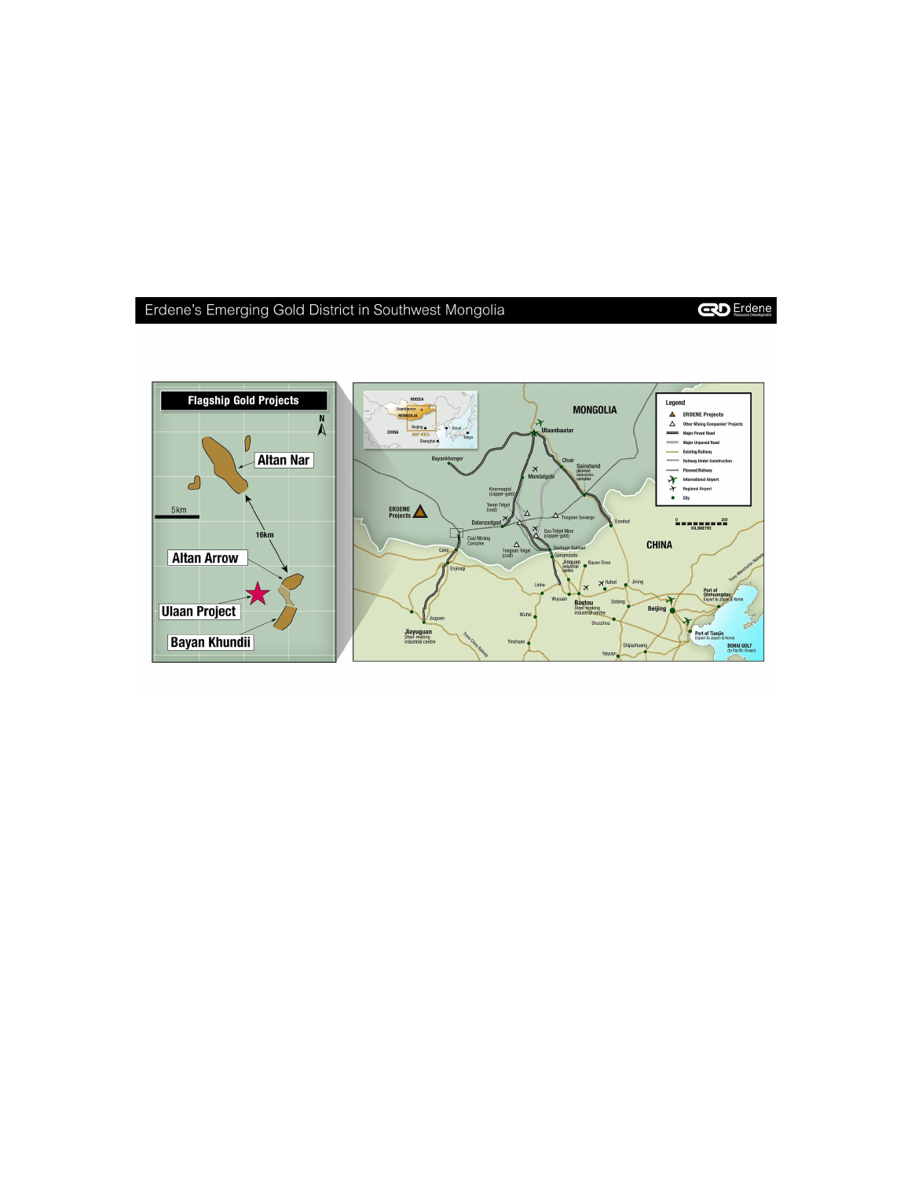# Erdene's Emerging Gold District in Southwest Mongolia

**Flagship Gold Projects**

- Altan Nar
- Altan Arrow
- Ulaan Project
- Bayan Khundii

16km

5km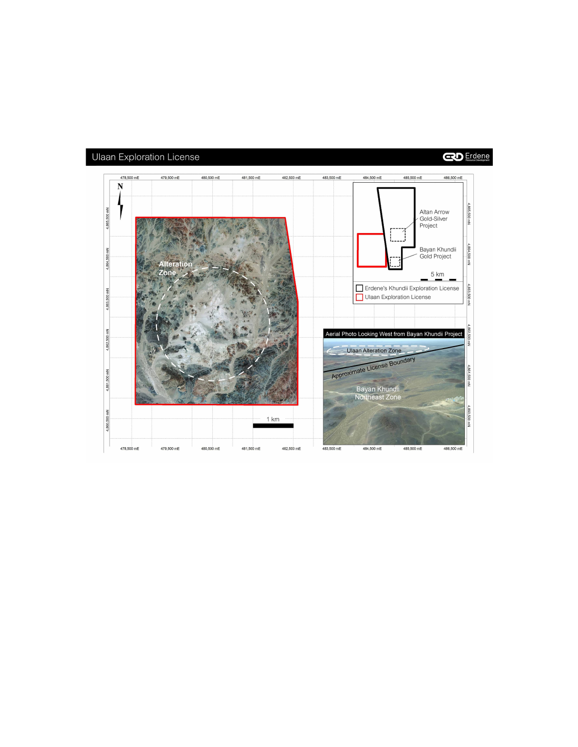## Ulaan Exploration License

Erdene Resource Development

478,500 mE
479,500 mE
480,500 mE
481,500 mE
482,500 mE
483,500 mE
484,500 mE
485,500 mE
486,500 mE

4,865,500 mN
4,864,500 mN
4,863,500 mN
4,862,500 mN
4,861,500 mN
4,860,500 mN

N

Alteration Zone

1 km

Altan Arrow Gold-Silver Project

Bayan Khundii Gold Project

5 km

Erdene's Khundii Exploration License

Ulaan Exploration License

Aerial Photo Looking West from Bayan Khundii Project

Ulaan Alteration Zone

Approximate License Boundary

Bayan Khundii Northeast Zone